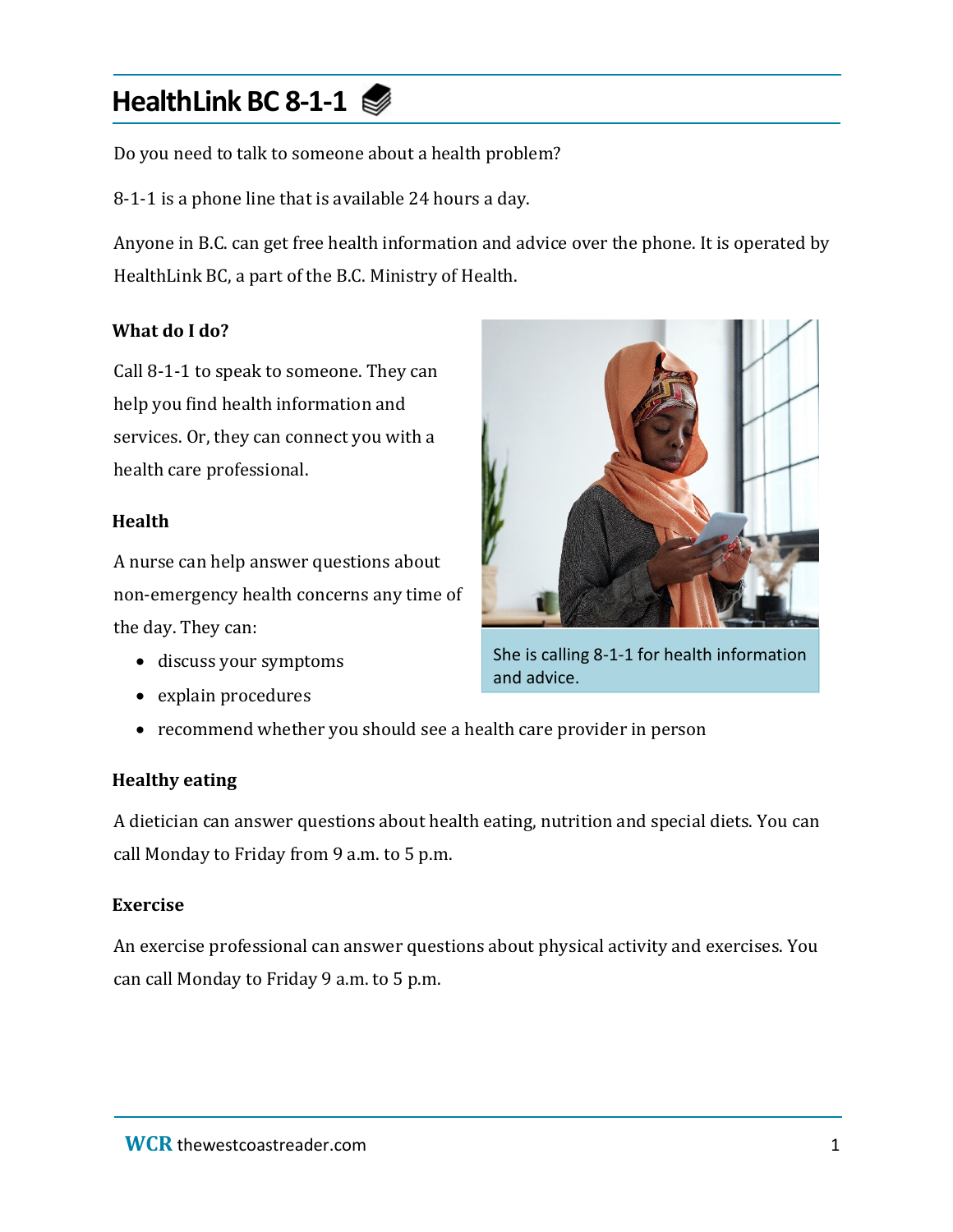# HealthLink BC 8-1-1

Do you need to talk to someone about a health problem?

8-1-1 is a phone line that is available 24 hours a day.

Anyone in B.C. can get free health information and advice over the phone. It is operated by HealthLink BC, a part of the B.C. Ministry of Health.

### What do I do?

Call 8-1-1 to speak to someone. They can help you find health information and services. Or, they can connect you with a health care professional.

She is calling 8-1-1 for health information and advice.

### Health

A nurse can help answer questions about non-emergency health concerns any time of the day. They can:

- discuss your symptoms
- explain procedures
- recommend whether you should see a health care provider in person

### Healthy eating

A dietician can answer questions about health eating, nutrition and special diets. You can call Monday to Friday from 9 a.m. to 5 p.m.

### Exercise

An exercise professional can answer questions about physical activity and exercises. You can call Monday to Friday 9 a.m. to 5 p.m.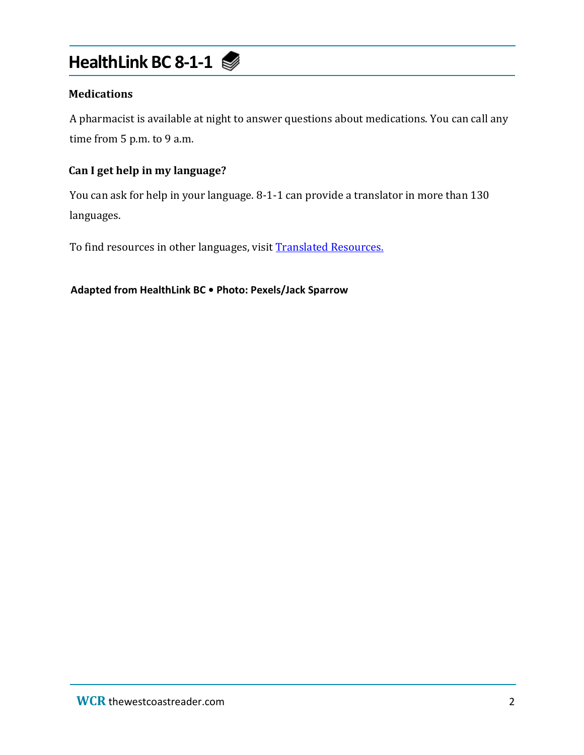# HealthLink BC 8-1-1

### Medications

A pharmacist is available at night to answer questions about medications. You can call any time from 5 p.m. to 9 a.m.

### Can I get help in my language?

You can ask for help in your language. 8-1-1 can provide a translator in more than 130 languages.

To find resources in other languages, visit [Translated Resources.]()

**Adapted from HealthLink BC • Photo: Pexels/Jack Sparrow**